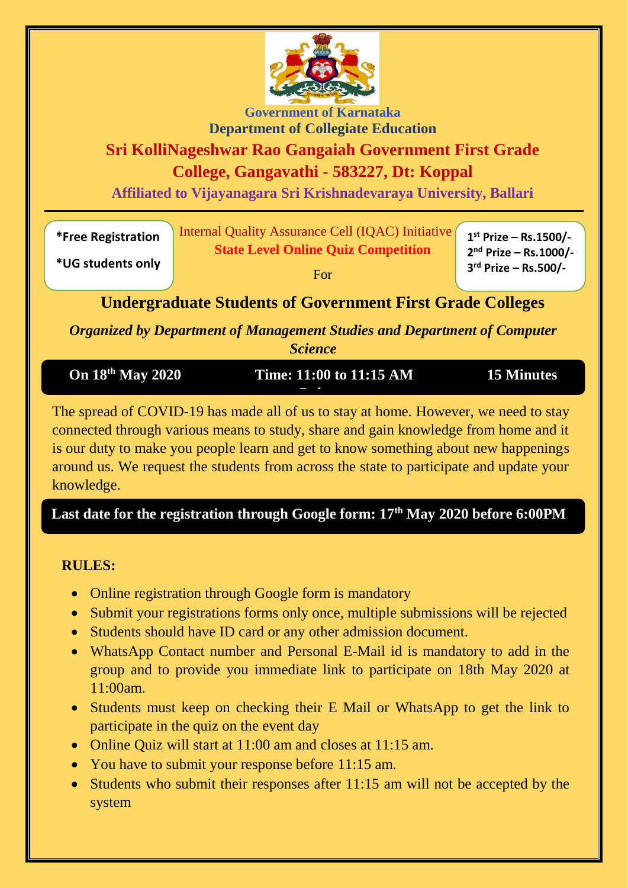**Government of Karnataka**

**Department of Collegiate Education**

# Sri KolliNageshwar Rao Gangaiah Government First Grade College, Gangavathi - 583227, Dt: Koppal

**Affiliated to Vijayanagara Sri Krishnadevaraya University, Ballari**

---

**\*Free Registration**

**\*UG students only**

Internal Quality Assurance Cell (IQAC) Initiative

**State Level Online Quiz Competition**

For

**1st Prize – Rs.1500/-**

**2nd Prize – Rs.1000/-**

**3rd Prize – Rs.500/-**

## Undergraduate Students of Government First Grade Colleges

***Organized by Department of Management Studies and Department of Computer Science***

**On 18th May 2020** | **Time: 11:00 to 11:15 AM** | **15 Minutes**

The spread of COVID-19 has made all of us to stay at home. However, we need to stay connected through various means to study, share and gain knowledge from home and it is our duty to make you people learn and get to know something about new happenings around us. We request the students from across the state to participate and update your knowledge.

**Last date for the registration through Google form: 17th May 2020 before 6:00PM**

**RULES:**

- Online registration through Google form is mandatory
- Submit your registrations forms only once, multiple submissions will be rejected
- Students should have ID card or any other admission document.
- WhatsApp Contact number and Personal E-Mail id is mandatory to add in the group and to provide you immediate link to participate on 18th May 2020 at 11:00am.
- Students must keep on checking their E Mail or WhatsApp to get the link to participate in the quiz on the event day
- Online Quiz will start at 11:00 am and closes at 11:15 am.
- You have to submit your response before 11:15 am.
- Students who submit their responses after 11:15 am will not be accepted by the system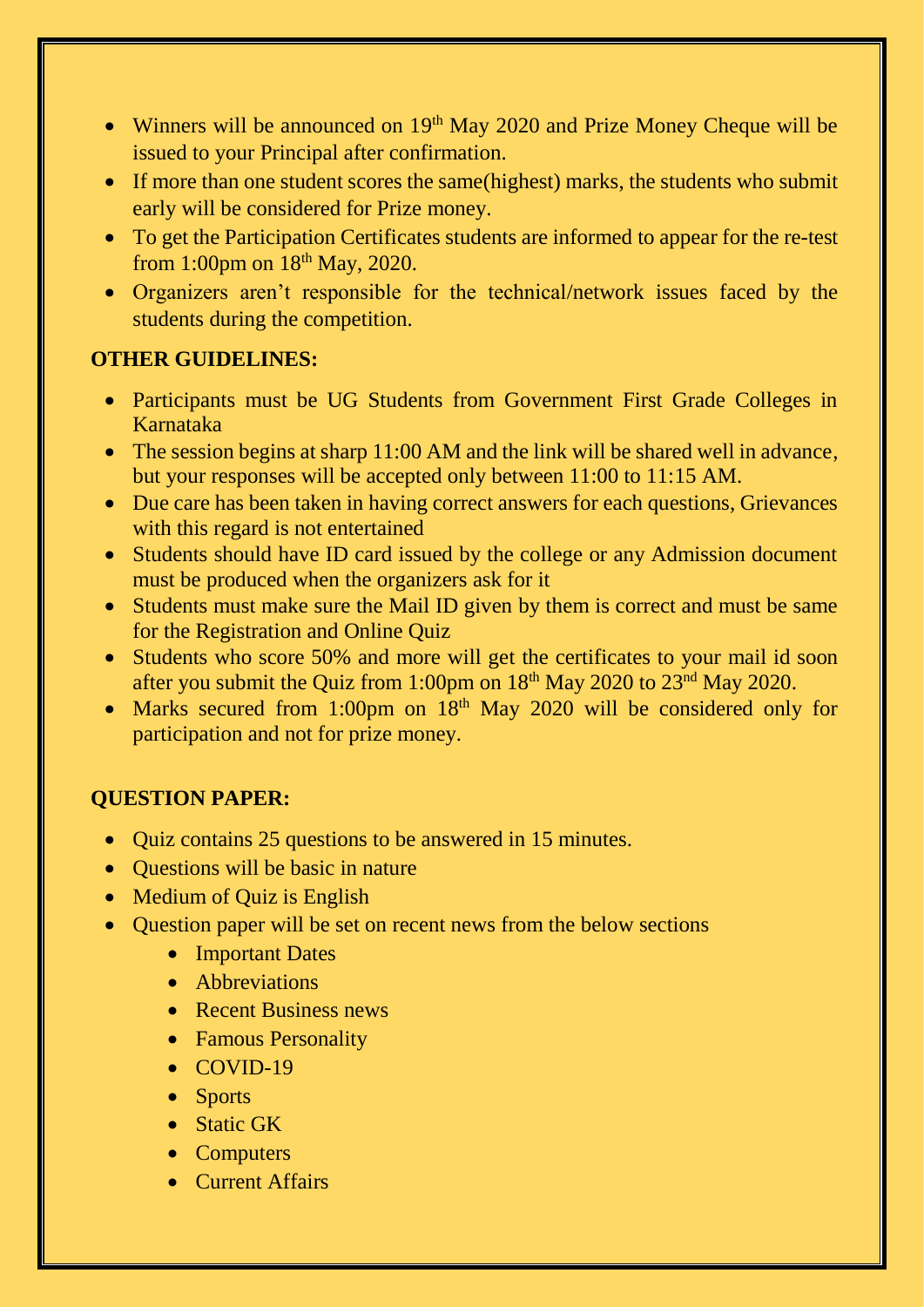- Winners will be announced on 19th May 2020 and Prize Money Cheque will be issued to your Principal after confirmation.
- If more than one student scores the same(highest) marks, the students who submit early will be considered for Prize money.
- To get the Participation Certificates students are informed to appear for the re-test from 1:00pm on 18th May, 2020.
- Organizers aren't responsible for the technical/network issues faced by the students during the competition.

**OTHER GUIDELINES:**

- Participants must be UG Students from Government First Grade Colleges in Karnataka
- The session begins at sharp 11:00 AM and the link will be shared well in advance, but your responses will be accepted only between 11:00 to 11:15 AM.
- Due care has been taken in having correct answers for each questions, Grievances with this regard is not entertained
- Students should have ID card issued by the college or any Admission document must be produced when the organizers ask for it
- Students must make sure the Mail ID given by them is correct and must be same for the Registration and Online Quiz
- Students who score 50% and more will get the certificates to your mail id soon after you submit the Quiz from 1:00pm on 18th May 2020 to 23nd May 2020.
- Marks secured from 1:00pm on 18th May 2020 will be considered only for participation and not for prize money.

**QUESTION PAPER:**

- Quiz contains 25 questions to be answered in 15 minutes.
- Questions will be basic in nature
- Medium of Quiz is English
- Question paper will be set on recent news from the below sections
    - Important Dates
    - Abbreviations
    - Recent Business news
    - Famous Personality
    - COVID-19
    - Sports
    - Static GK
    - Computers
    - Current Affairs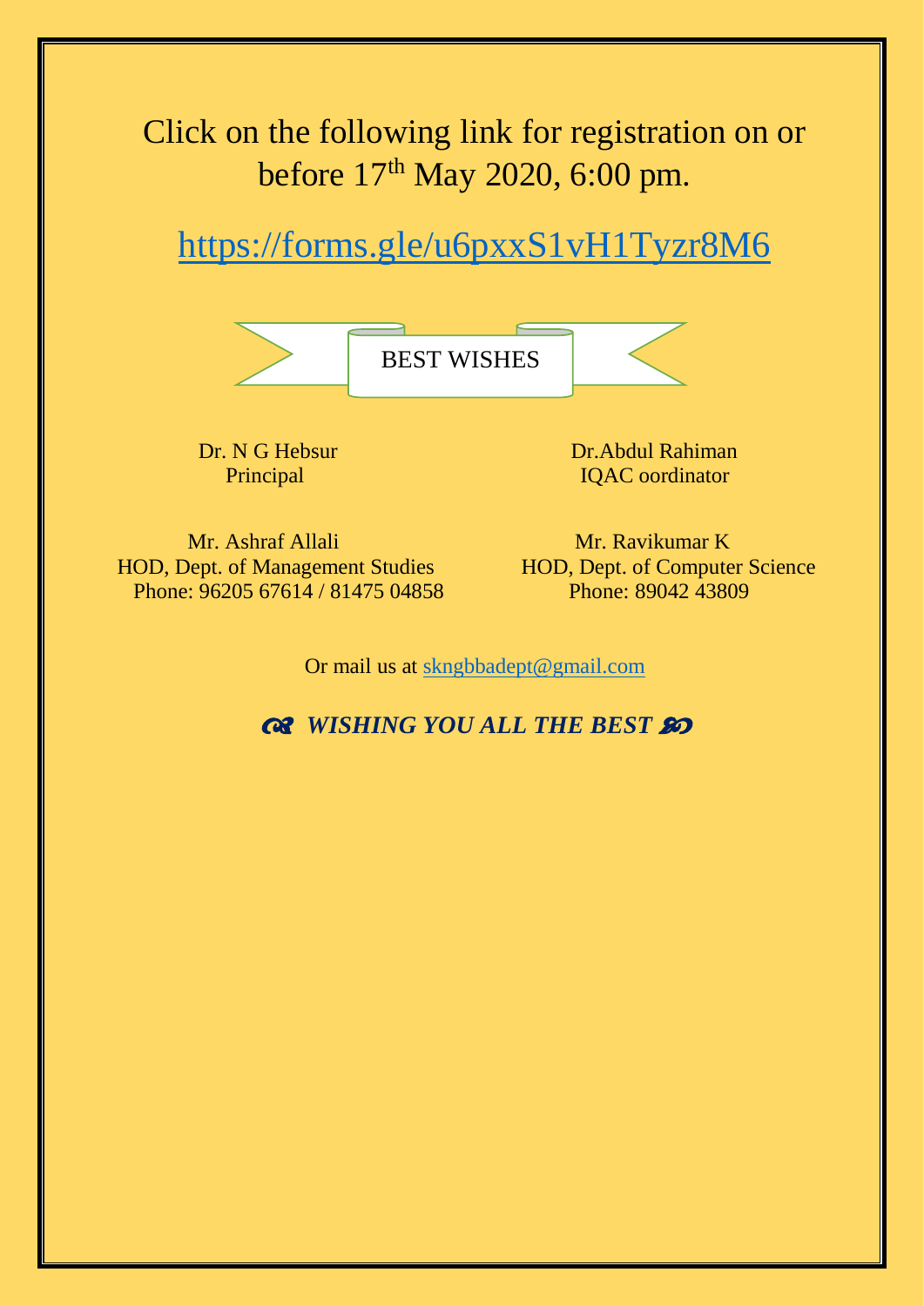Click on the following link for registration on or before 17th May 2020, 6:00 pm.

https://forms.gle/u6pxxS1vH1Tyzr8M6

BEST WISHES

Dr. N G Hebsur
Principal

Dr.Abdul Rahiman
IQAC oordinator

Mr. Ashraf Allali
HOD, Dept. of Management Studies
Phone: 96205 67614 / 81475 04858

Mr. Ravikumar K
HOD, Dept. of Computer Science
Phone: 89042 43809

Or mail us at sknbbadept@gmail.com

***WISHING YOU ALL THE BEST***